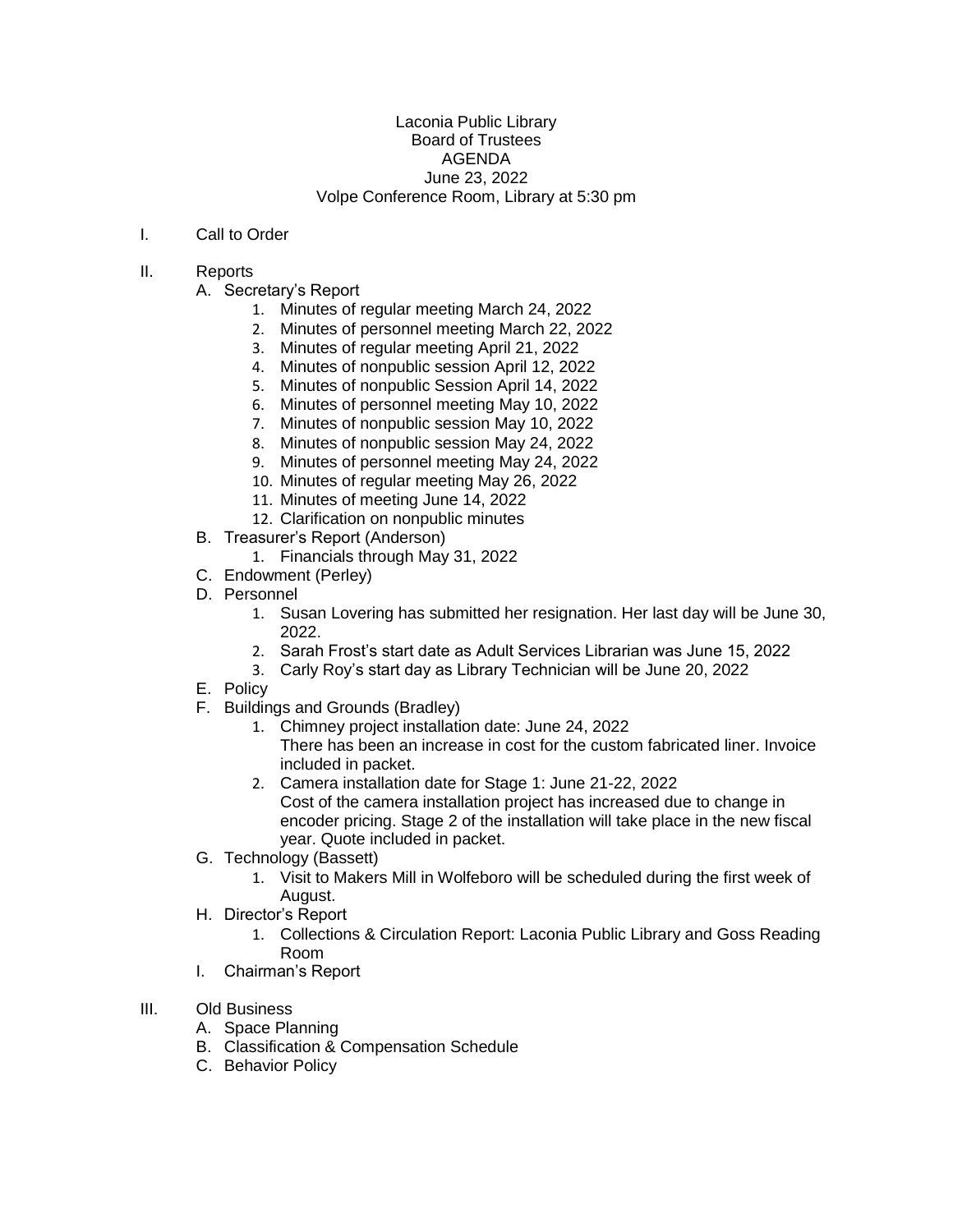Laconia Public Library
Board of Trustees
AGENDA
June 23, 2022
Volpe Conference Room, Library at 5:30 pm

I. Call to Order

II. Reports
   A. Secretary's Report
      1. Minutes of regular meeting March 24, 2022
      2. Minutes of personnel meeting March 22, 2022
      3. Minutes of regular meeting April 21, 2022
      4. Minutes of nonpublic session April 12, 2022
      5. Minutes of nonpublic Session April 14, 2022
      6. Minutes of personnel meeting May 10, 2022
      7. Minutes of nonpublic session May 10, 2022
      8. Minutes of nonpublic session May 24, 2022
      9. Minutes of personnel meeting May 24, 2022
      10. Minutes of regular meeting May 26, 2022
      11. Minutes of meeting June 14, 2022
      12. Clarification on nonpublic minutes
   B. Treasurer's Report (Anderson)
      1. Financials through May 31, 2022
   C. Endowment (Perley)
   D. Personnel
      1. Susan Lovering has submitted her resignation. Her last day will be June 30, 2022.
      2. Sarah Frost's start date as Adult Services Librarian was June 15, 2022
      3. Carly Roy's start day as Library Technician will be June 20, 2022
   E. Policy
   F. Buildings and Grounds (Bradley)
      1. Chimney project installation date: June 24, 2022
         There has been an increase in cost for the custom fabricated liner. Invoice included in packet.
      2. Camera installation date for Stage 1: June 21-22, 2022
         Cost of the camera installation project has increased due to change in encoder pricing. Stage 2 of the installation will take place in the new fiscal year. Quote included in packet.
   G. Technology (Bassett)
      1. Visit to Makers Mill in Wolfeboro will be scheduled during the first week of August.
   H. Director's Report
      1. Collections & Circulation Report: Laconia Public Library and Goss Reading Room
   I. Chairman's Report

III. Old Business
   A. Space Planning
   B. Classification & Compensation Schedule
   C. Behavior Policy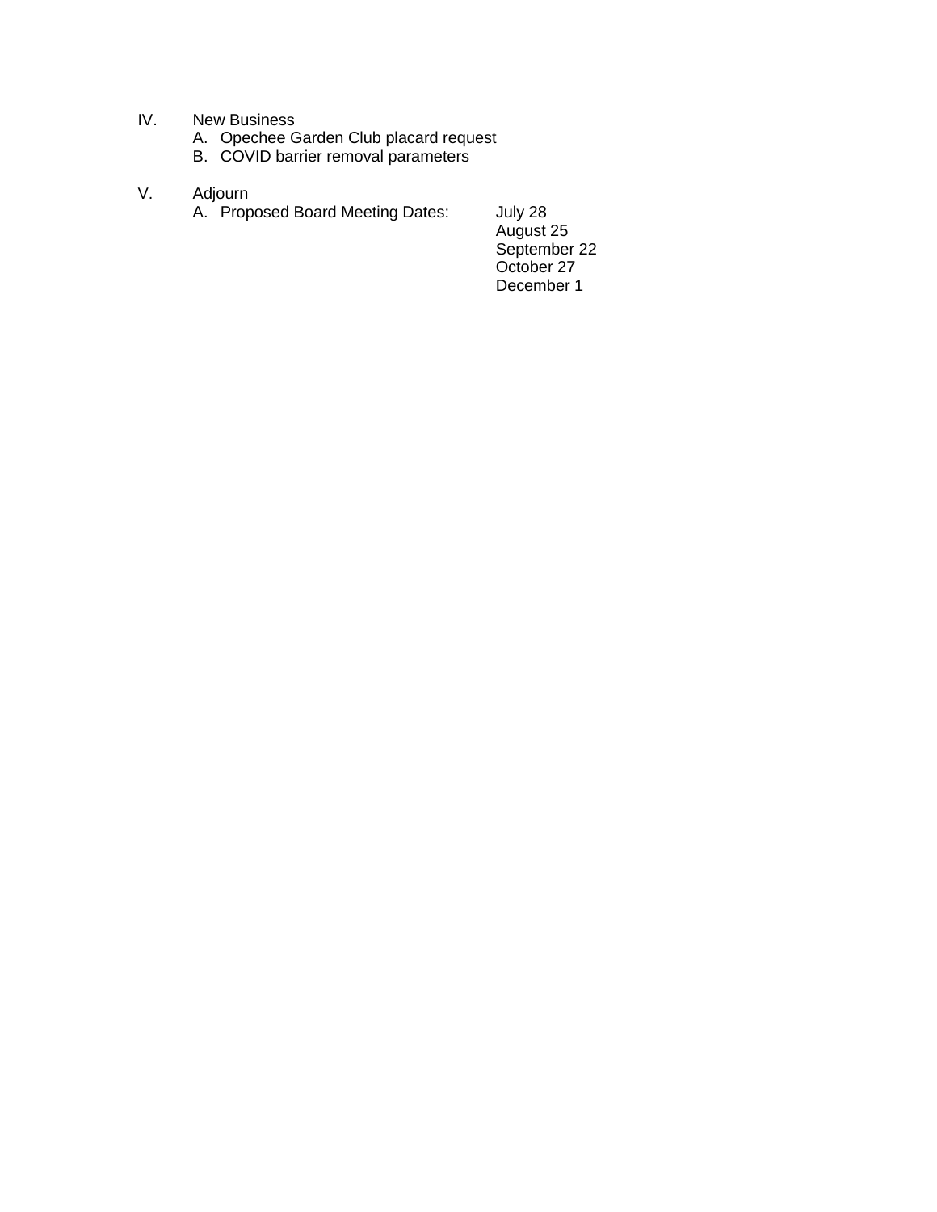IV. New Business

A. Opechee Garden Club placard request

B. COVID barrier removal parameters

V. Adjourn

A. Proposed Board Meeting Dates: July 28
August 25
September 22
October 27
December 1